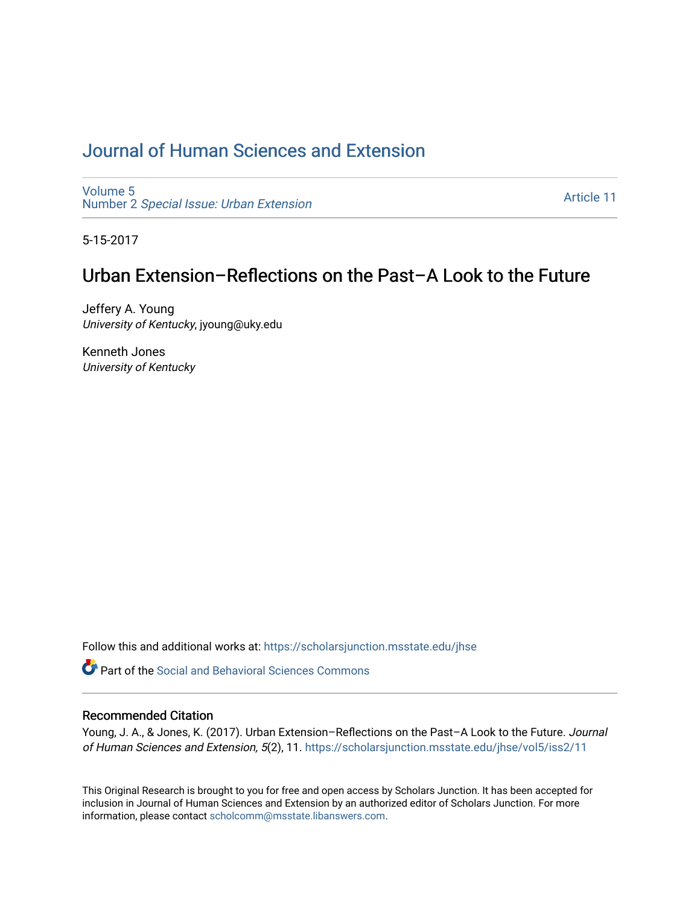# Journal of Human Sciences and Extension

Volume 5
Number 2 *Special Issue: Urban Extension*

Article 11

5-15-2017

## Urban Extension–Reflections on the Past–A Look to the Future

Jeffery A. Young
*University of Kentucky*, jyoung@uky.edu

Kenneth Jones
*University of Kentucky*

Follow this and additional works at: https://scholarsjunction.msstate.edu/jhse

Part of the Social and Behavioral Sciences Commons

### Recommended Citation

Young, J. A., & Jones, K. (2017). Urban Extension–Reflections on the Past–A Look to the Future. *Journal of Human Sciences and Extension, 5*(2), 11. https://scholarsjunction.msstate.edu/jhse/vol5/iss2/11

This Original Research is brought to you for free and open access by Scholars Junction. It has been accepted for inclusion in Journal of Human Sciences and Extension by an authorized editor of Scholars Junction. For more information, please contact scholcomm@msstate.libanswers.com.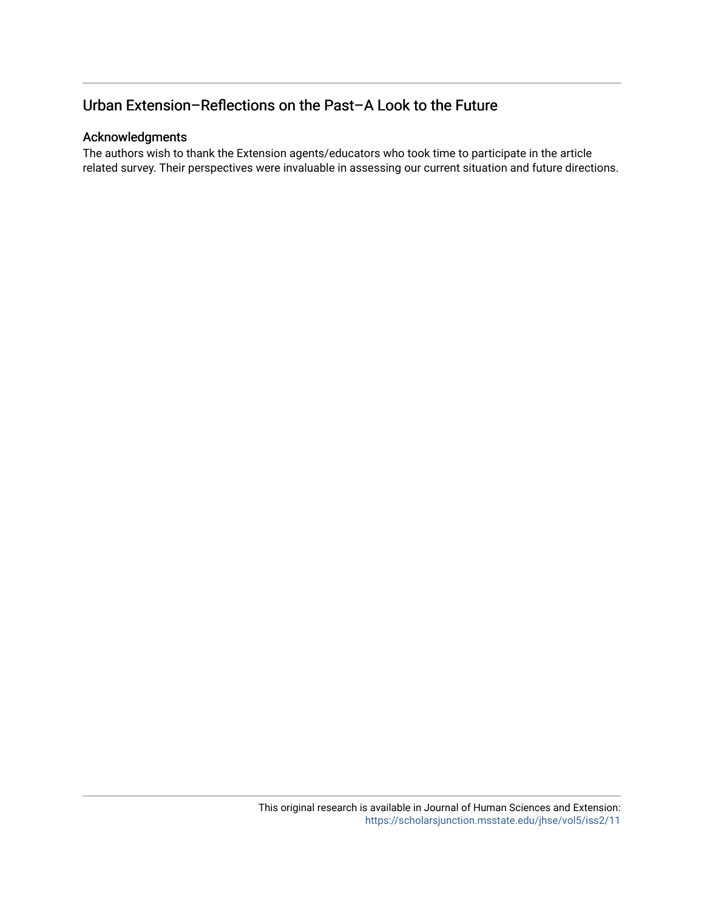## Urban Extension–Reflections on the Past–A Look to the Future

### Acknowledgments

The authors wish to thank the Extension agents/educators who took time to participate in the article related survey. Their perspectives were invaluable in assessing our current situation and future directions.

This original research is available in Journal of Human Sciences and Extension: https://scholarsjunction.msstate.edu/jhse/vol5/iss2/11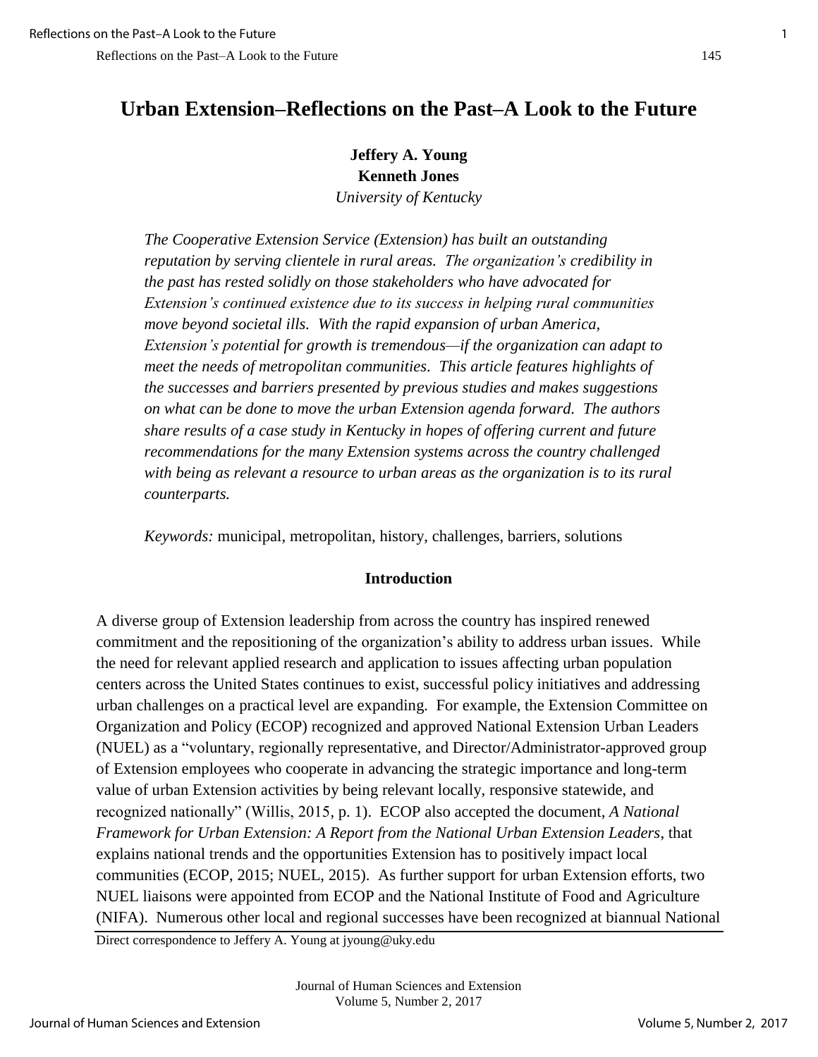# Urban Extension–Reflections on the Past–A Look to the Future

**Jeffery A. Young**
**Kenneth Jones**
*University of Kentucky*

*The Cooperative Extension Service (Extension) has built an outstanding reputation by serving clientele in rural areas. The organization's credibility in the past has rested solidly on those stakeholders who have advocated for Extension's continued existence due to its success in helping rural communities move beyond societal ills. With the rapid expansion of urban America, Extension's potential for growth is tremendous—if the organization can adapt to meet the needs of metropolitan communities. This article features highlights of the successes and barriers presented by previous studies and makes suggestions on what can be done to move the urban Extension agenda forward. The authors share results of a case study in Kentucky in hopes of offering current and future recommendations for the many Extension systems across the country challenged with being as relevant a resource to urban areas as the organization is to its rural counterparts.*

*Keywords:* municipal, metropolitan, history, challenges, barriers, solutions

## Introduction

A diverse group of Extension leadership from across the country has inspired renewed commitment and the repositioning of the organization's ability to address urban issues. While the need for relevant applied research and application to issues affecting urban population centers across the United States continues to exist, successful policy initiatives and addressing urban challenges on a practical level are expanding. For example, the Extension Committee on Organization and Policy (ECOP) recognized and approved National Extension Urban Leaders (NUEL) as a "voluntary, regionally representative, and Director/Administrator-approved group of Extension employees who cooperate in advancing the strategic importance and long-term value of urban Extension activities by being relevant locally, responsive statewide, and recognized nationally" (Willis, 2015, p. 1). ECOP also accepted the document, *A National Framework for Urban Extension: A Report from the National Urban Extension Leaders*, that explains national trends and the opportunities Extension has to positively impact local communities (ECOP, 2015; NUEL, 2015). As further support for urban Extension efforts, two NUEL liaisons were appointed from ECOP and the National Institute of Food and Agriculture (NIFA). Numerous other local and regional successes have been recognized at biannual National

Direct correspondence to Jeffery A. Young at jyoung@uky.edu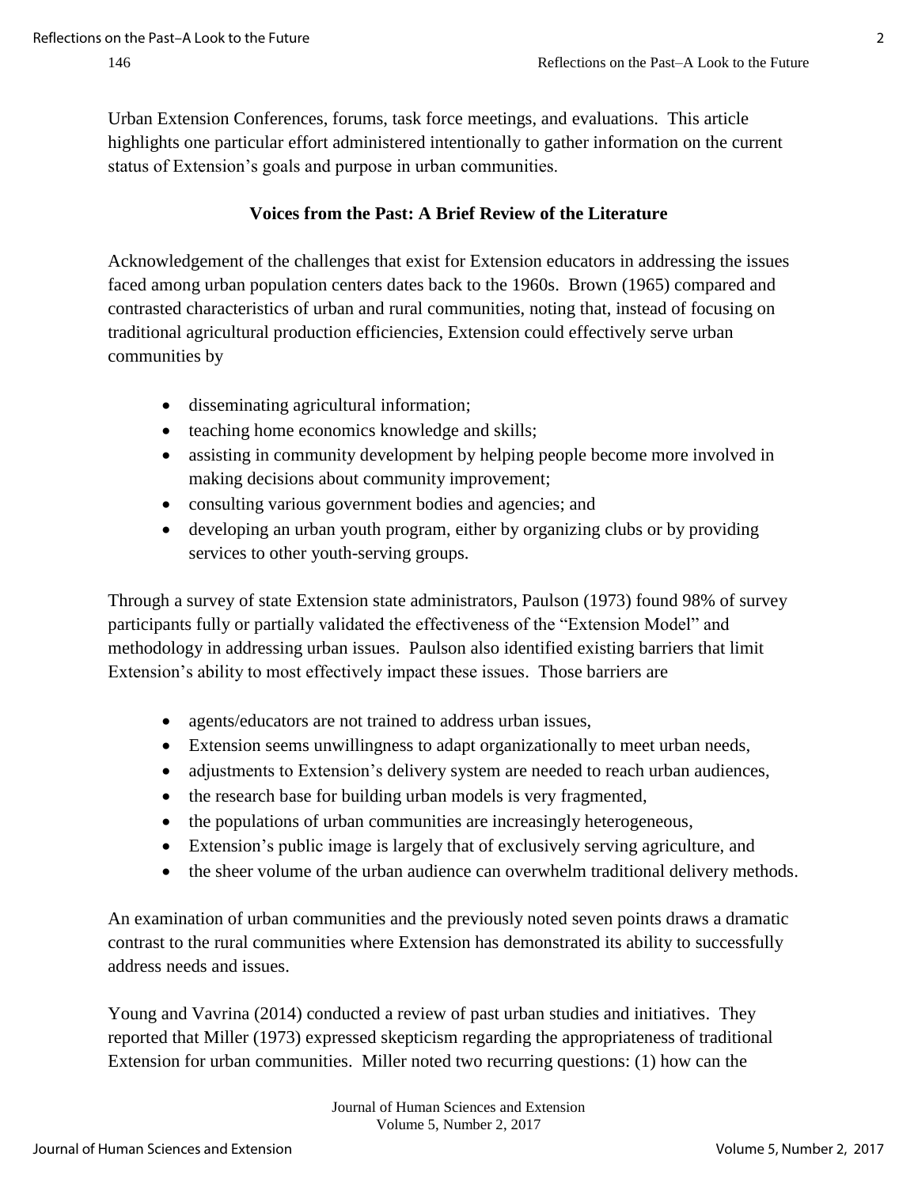Urban Extension Conferences, forums, task force meetings, and evaluations. This article highlights one particular effort administered intentionally to gather information on the current status of Extension's goals and purpose in urban communities.

## Voices from the Past: A Brief Review of the Literature

Acknowledgement of the challenges that exist for Extension educators in addressing the issues faced among urban population centers dates back to the 1960s. Brown (1965) compared and contrasted characteristics of urban and rural communities, noting that, instead of focusing on traditional agricultural production efficiencies, Extension could effectively serve urban communities by

- disseminating agricultural information;
- teaching home economics knowledge and skills;
- assisting in community development by helping people become more involved in making decisions about community improvement;
- consulting various government bodies and agencies; and
- developing an urban youth program, either by organizing clubs or by providing services to other youth-serving groups.

Through a survey of state Extension state administrators, Paulson (1973) found 98% of survey participants fully or partially validated the effectiveness of the "Extension Model" and methodology in addressing urban issues. Paulson also identified existing barriers that limit Extension's ability to most effectively impact these issues. Those barriers are

- agents/educators are not trained to address urban issues,
- Extension seems unwillingness to adapt organizationally to meet urban needs,
- adjustments to Extension's delivery system are needed to reach urban audiences,
- the research base for building urban models is very fragmented,
- the populations of urban communities are increasingly heterogeneous,
- Extension's public image is largely that of exclusively serving agriculture, and
- the sheer volume of the urban audience can overwhelm traditional delivery methods.

An examination of urban communities and the previously noted seven points draws a dramatic contrast to the rural communities where Extension has demonstrated its ability to successfully address needs and issues.

Young and Vavrina (2014) conducted a review of past urban studies and initiatives. They reported that Miller (1973) expressed skepticism regarding the appropriateness of traditional Extension for urban communities. Miller noted two recurring questions: (1) how can the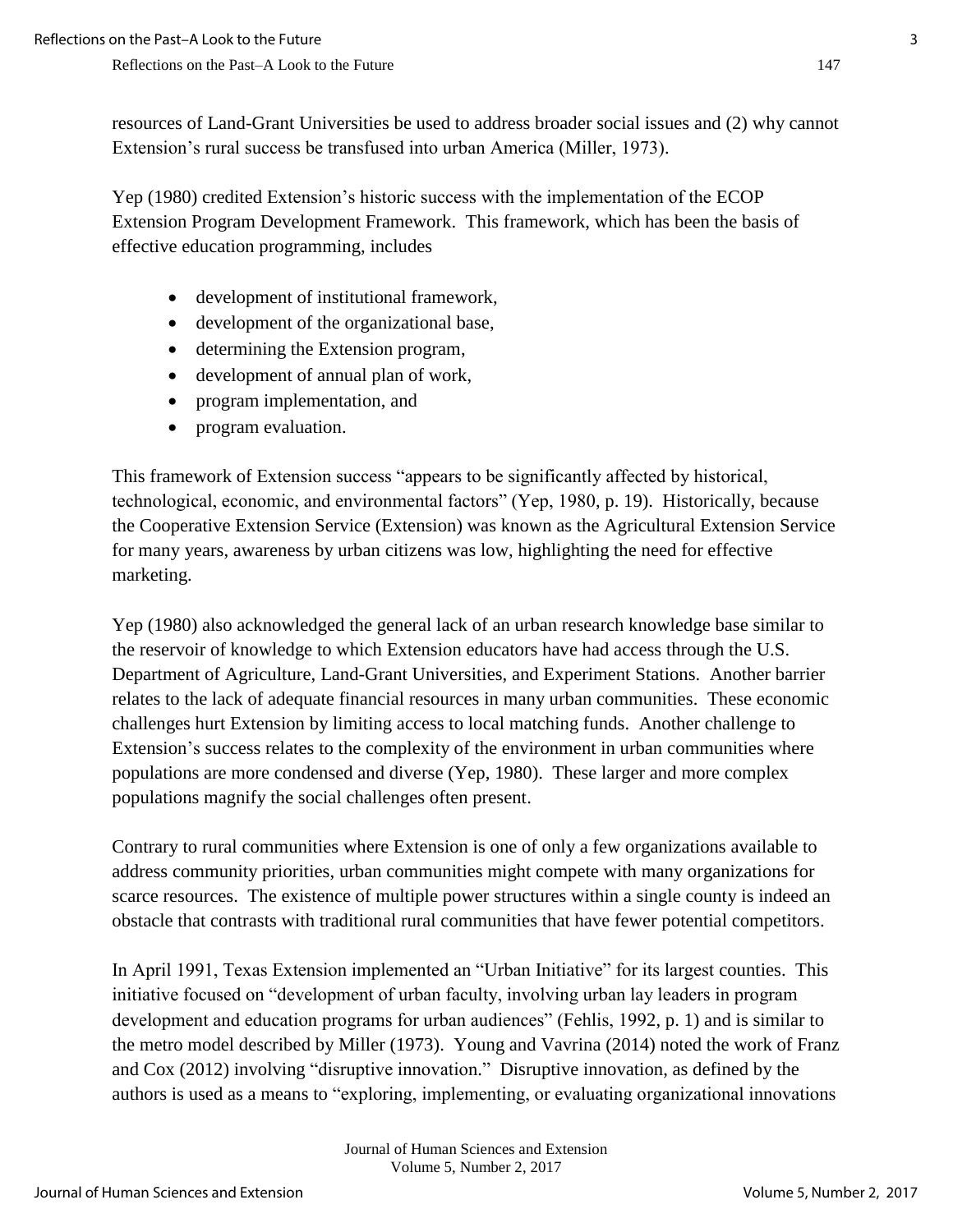resources of Land-Grant Universities be used to address broader social issues and (2) why cannot Extension's rural success be transfused into urban America (Miller, 1973).

Yep (1980) credited Extension's historic success with the implementation of the ECOP Extension Program Development Framework. This framework, which has been the basis of effective education programming, includes

- development of institutional framework,
- development of the organizational base,
- determining the Extension program,
- development of annual plan of work,
- program implementation, and
- program evaluation.

This framework of Extension success "appears to be significantly affected by historical, technological, economic, and environmental factors" (Yep, 1980, p. 19). Historically, because the Cooperative Extension Service (Extension) was known as the Agricultural Extension Service for many years, awareness by urban citizens was low, highlighting the need for effective marketing.

Yep (1980) also acknowledged the general lack of an urban research knowledge base similar to the reservoir of knowledge to which Extension educators have had access through the U.S. Department of Agriculture, Land-Grant Universities, and Experiment Stations. Another barrier relates to the lack of adequate financial resources in many urban communities. These economic challenges hurt Extension by limiting access to local matching funds. Another challenge to Extension's success relates to the complexity of the environment in urban communities where populations are more condensed and diverse (Yep, 1980). These larger and more complex populations magnify the social challenges often present.

Contrary to rural communities where Extension is one of only a few organizations available to address community priorities, urban communities might compete with many organizations for scarce resources. The existence of multiple power structures within a single county is indeed an obstacle that contrasts with traditional rural communities that have fewer potential competitors.

In April 1991, Texas Extension implemented an "Urban Initiative" for its largest counties. This initiative focused on "development of urban faculty, involving urban lay leaders in program development and education programs for urban audiences" (Fehlis, 1992, p. 1) and is similar to the metro model described by Miller (1973). Young and Vavrina (2014) noted the work of Franz and Cox (2012) involving "disruptive innovation." Disruptive innovation, as defined by the authors is used as a means to "exploring, implementing, or evaluating organizational innovations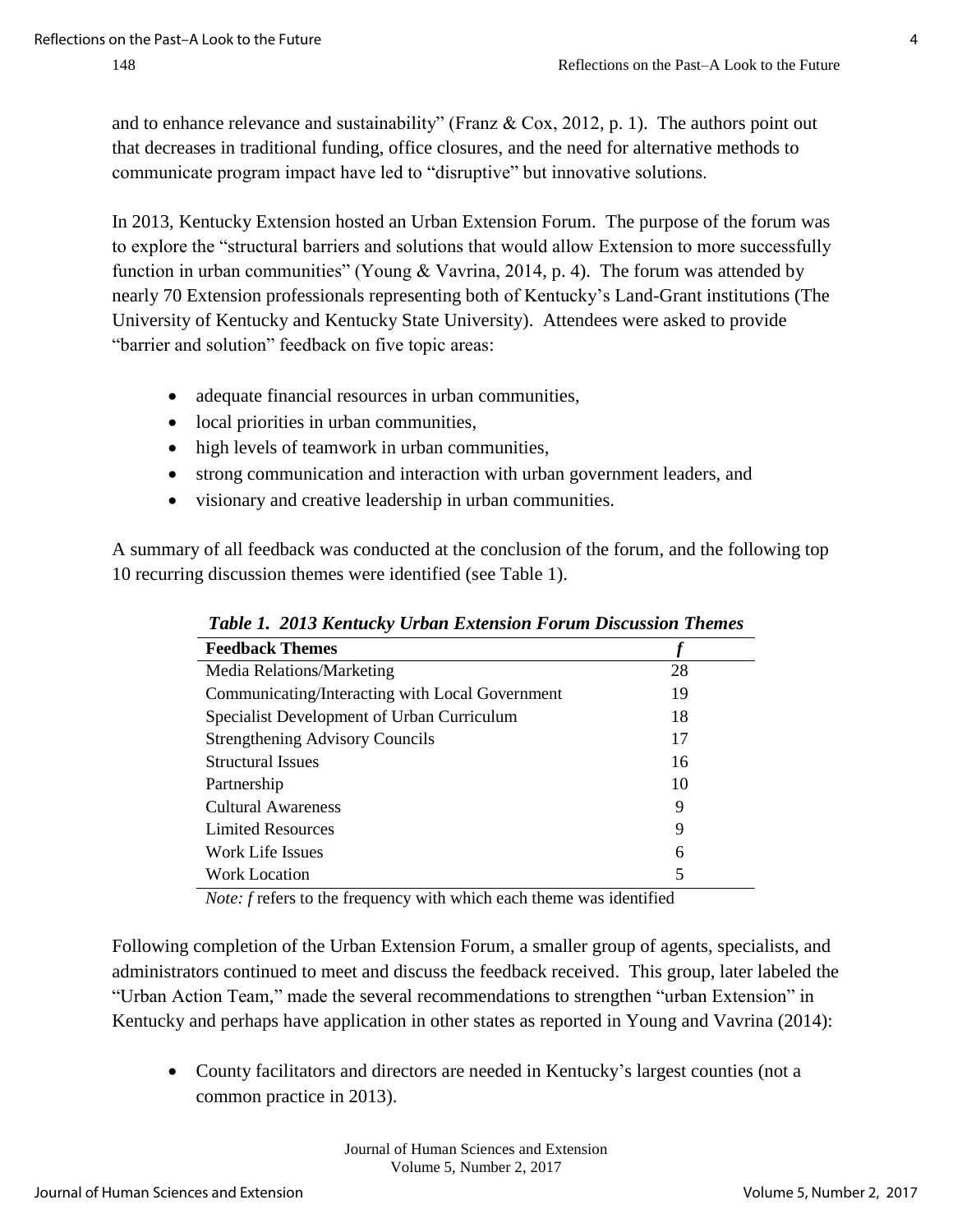and to enhance relevance and sustainability" (Franz & Cox, 2012, p. 1). The authors point out that decreases in traditional funding, office closures, and the need for alternative methods to communicate program impact have led to "disruptive" but innovative solutions.

In 2013, Kentucky Extension hosted an Urban Extension Forum. The purpose of the forum was to explore the "structural barriers and solutions that would allow Extension to more successfully function in urban communities" (Young & Vavrina, 2014, p. 4). The forum was attended by nearly 70 Extension professionals representing both of Kentucky's Land-Grant institutions (The University of Kentucky and Kentucky State University). Attendees were asked to provide "barrier and solution" feedback on five topic areas:

- adequate financial resources in urban communities,
- local priorities in urban communities,
- high levels of teamwork in urban communities,
- strong communication and interaction with urban government leaders, and
- visionary and creative leadership in urban communities.

A summary of all feedback was conducted at the conclusion of the forum, and the following top 10 recurring discussion themes were identified (see Table 1).

***Table 1. 2013 Kentucky Urban Extension Forum Discussion Themes***

| **Feedback Themes** | ***f*** |
| --- | --- |
| Media Relations/Marketing | 28 |
| Communicating/Interacting with Local Government | 19 |
| Specialist Development of Urban Curriculum | 18 |
| Strengthening Advisory Councils | 17 |
| Structural Issues | 16 |
| Partnership | 10 |
| Cultural Awareness | 9 |
| Limited Resources | 9 |
| Work Life Issues | 6 |
| Work Location | 5 |

*Note: f* refers to the frequency with which each theme was identified

Following completion of the Urban Extension Forum, a smaller group of agents, specialists, and administrators continued to meet and discuss the feedback received. This group, later labeled the "Urban Action Team," made the several recommendations to strengthen "urban Extension" in Kentucky and perhaps have application in other states as reported in Young and Vavrina (2014):

- County facilitators and directors are needed in Kentucky's largest counties (not a common practice in 2013).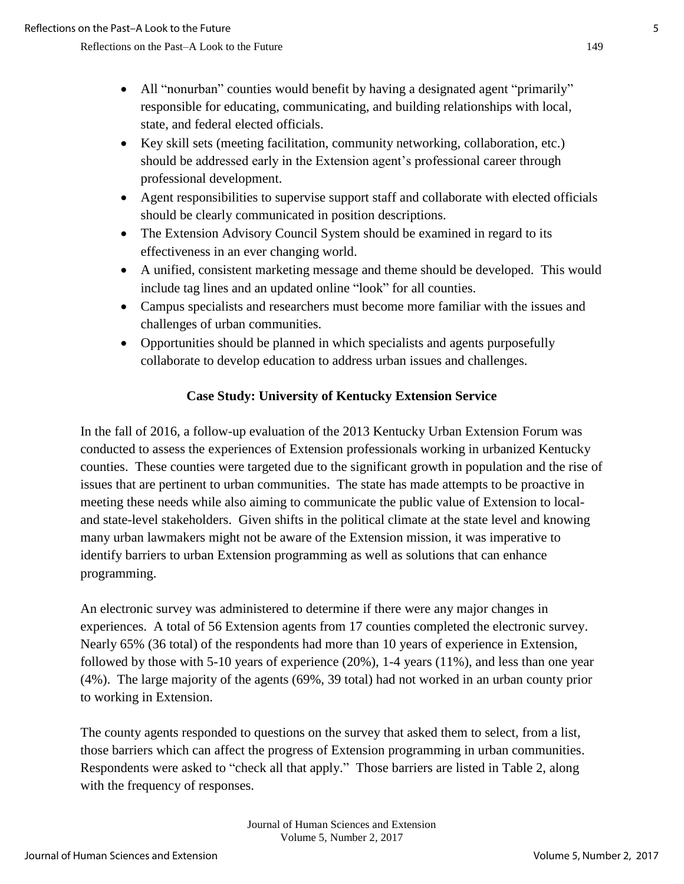- All "nonurban" counties would benefit by having a designated agent "primarily" responsible for educating, communicating, and building relationships with local, state, and federal elected officials.
- Key skill sets (meeting facilitation, community networking, collaboration, etc.) should be addressed early in the Extension agent's professional career through professional development.
- Agent responsibilities to supervise support staff and collaborate with elected officials should be clearly communicated in position descriptions.
- The Extension Advisory Council System should be examined in regard to its effectiveness in an ever changing world.
- A unified, consistent marketing message and theme should be developed. This would include tag lines and an updated online "look" for all counties.
- Campus specialists and researchers must become more familiar with the issues and challenges of urban communities.
- Opportunities should be planned in which specialists and agents purposefully collaborate to develop education to address urban issues and challenges.

## Case Study: University of Kentucky Extension Service

In the fall of 2016, a follow-up evaluation of the 2013 Kentucky Urban Extension Forum was conducted to assess the experiences of Extension professionals working in urbanized Kentucky counties. These counties were targeted due to the significant growth in population and the rise of issues that are pertinent to urban communities. The state has made attempts to be proactive in meeting these needs while also aiming to communicate the public value of Extension to local- and state-level stakeholders. Given shifts in the political climate at the state level and knowing many urban lawmakers might not be aware of the Extension mission, it was imperative to identify barriers to urban Extension programming as well as solutions that can enhance programming.

An electronic survey was administered to determine if there were any major changes in experiences. A total of 56 Extension agents from 17 counties completed the electronic survey. Nearly 65% (36 total) of the respondents had more than 10 years of experience in Extension, followed by those with 5-10 years of experience (20%), 1-4 years (11%), and less than one year (4%). The large majority of the agents (69%, 39 total) had not worked in an urban county prior to working in Extension.

The county agents responded to questions on the survey that asked them to select, from a list, those barriers which can affect the progress of Extension programming in urban communities. Respondents were asked to "check all that apply." Those barriers are listed in Table 2, along with the frequency of responses.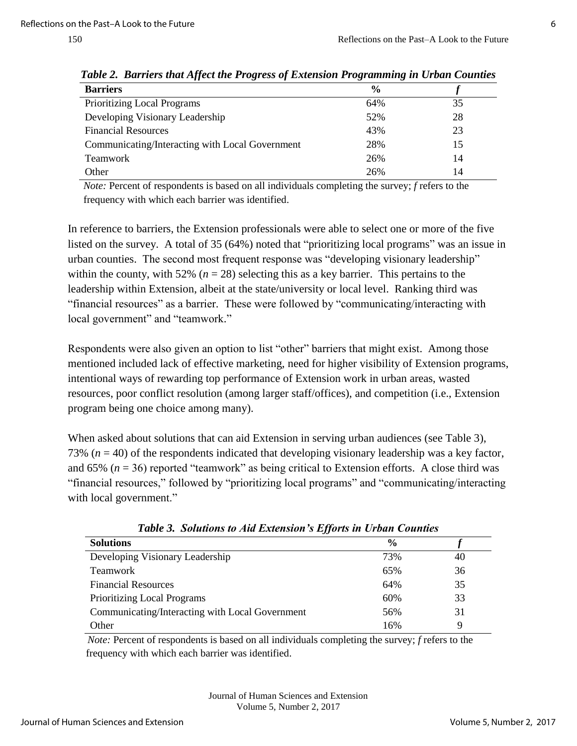***Table 2. Barriers that Affect the Progress of Extension Programming in Urban Counties***

| **Barriers** | **%** | ***f*** |
|---|---|---|
| Prioritizing Local Programs | 64% | 35 |
| Developing Visionary Leadership | 52% | 28 |
| Financial Resources | 43% | 23 |
| Communicating/Interacting with Local Government | 28% | 15 |
| Teamwork | 26% | 14 |
| Other | 26% | 14 |

*Note:* Percent of respondents is based on all individuals completing the survey; *f* refers to the frequency with which each barrier was identified.

In reference to barriers, the Extension professionals were able to select one or more of the five listed on the survey. A total of 35 (64%) noted that "prioritizing local programs" was an issue in urban counties. The second most frequent response was "developing visionary leadership" within the county, with 52% ($n$ = 28) selecting this as a key barrier. This pertains to the leadership within Extension, albeit at the state/university or local level. Ranking third was "financial resources" as a barrier. These were followed by "communicating/interacting with local government" and "teamwork."

Respondents were also given an option to list "other" barriers that might exist. Among those mentioned included lack of effective marketing, need for higher visibility of Extension programs, intentional ways of rewarding top performance of Extension work in urban areas, wasted resources, poor conflict resolution (among larger staff/offices), and competition (i.e., Extension program being one choice among many).

When asked about solutions that can aid Extension in serving urban audiences (see Table 3), 73% ($n$ = 40) of the respondents indicated that developing visionary leadership was a key factor, and 65% ($n$ = 36) reported "teamwork" as being critical to Extension efforts. A close third was "financial resources," followed by "prioritizing local programs" and "communicating/interacting with local government."

***Table 3. Solutions to Aid Extension's Efforts in Urban Counties***

| **Solutions** | **%** | ***f*** |
|---|---|---|
| Developing Visionary Leadership | 73% | 40 |
| Teamwork | 65% | 36 |
| Financial Resources | 64% | 35 |
| Prioritizing Local Programs | 60% | 33 |
| Communicating/Interacting with Local Government | 56% | 31 |
| Other | 16% | 9 |

*Note:* Percent of respondents is based on all individuals completing the survey; *f* refers to the frequency with which each barrier was identified.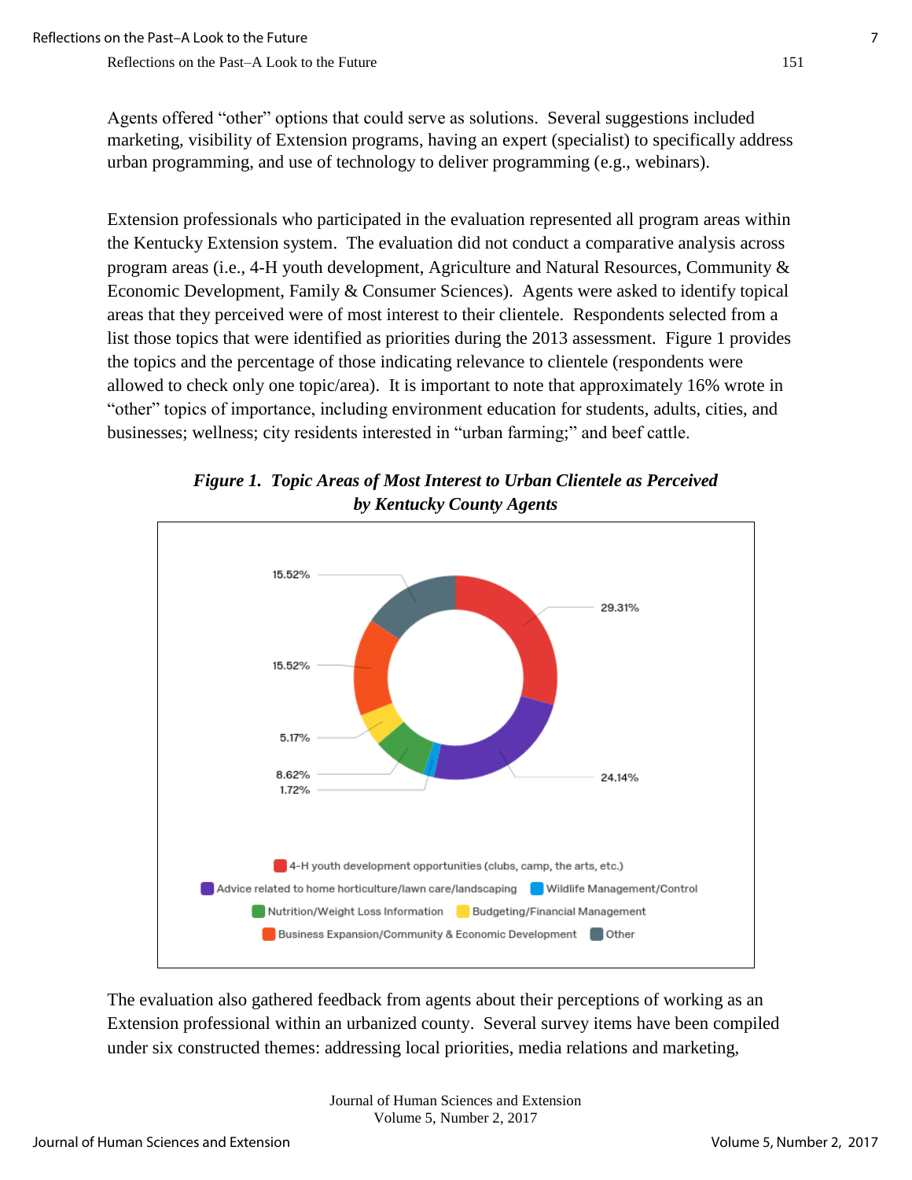Agents offered "other" options that could serve as solutions. Several suggestions included marketing, visibility of Extension programs, having an expert (specialist) to specifically address urban programming, and use of technology to deliver programming (e.g., webinars).

Extension professionals who participated in the evaluation represented all program areas within the Kentucky Extension system. The evaluation did not conduct a comparative analysis across program areas (i.e., 4-H youth development, Agriculture and Natural Resources, Community & Economic Development, Family & Consumer Sciences). Agents were asked to identify topical areas that they perceived were of most interest to their clientele. Respondents selected from a list those topics that were identified as priorities during the 2013 assessment. Figure 1 provides the topics and the percentage of those indicating relevance to clientele (respondents were allowed to check only one topic/area). It is important to note that approximately 16% wrote in "other" topics of importance, including environment education for students, adults, cities, and businesses; wellness; city residents interested in "urban farming;" and beef cattle.

***Figure 1. Topic Areas of Most Interest to Urban Clientele as Perceived by Kentucky County Agents***

| Topic | Percentage |
|---|---|
| 4-H youth development opportunities (clubs, camp, the arts, etc.) | 29.31% |
| Advice related to home horticulture/lawn care/landscaping | 24.14% |
| Wildlife Management/Control | 1.72% |
| Nutrition/Weight Loss Information | 8.62% |
| Budgeting/Financial Management | 5.17% |
| Business Expansion/Community & Economic Development | 15.52% |
| Other | 15.52% |

The evaluation also gathered feedback from agents about their perceptions of working as an Extension professional within an urbanized county. Several survey items have been compiled under six constructed themes: addressing local priorities, media relations and marketing,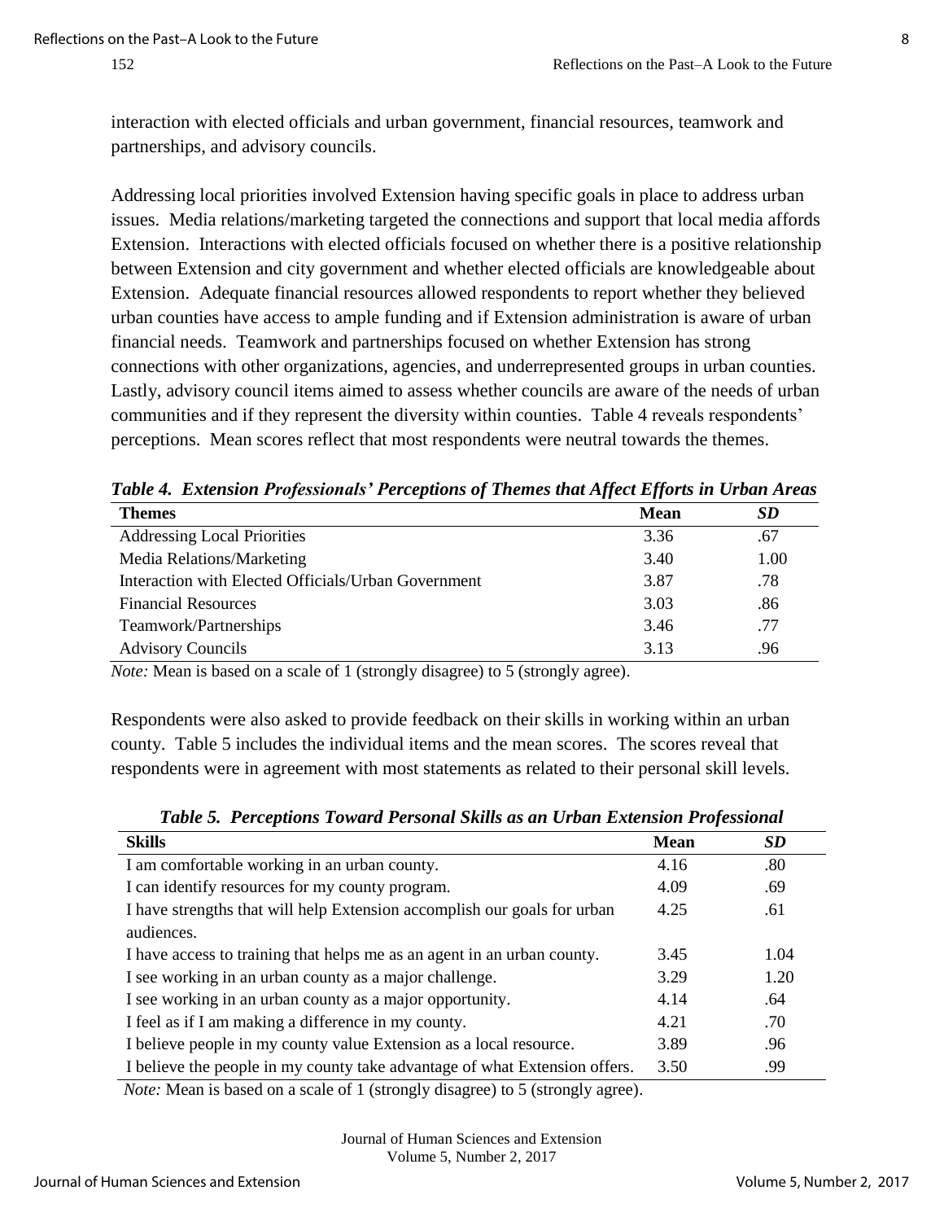interaction with elected officials and urban government, financial resources, teamwork and partnerships, and advisory councils.

Addressing local priorities involved Extension having specific goals in place to address urban issues. Media relations/marketing targeted the connections and support that local media affords Extension. Interactions with elected officials focused on whether there is a positive relationship between Extension and city government and whether elected officials are knowledgeable about Extension. Adequate financial resources allowed respondents to report whether they believed urban counties have access to ample funding and if Extension administration is aware of urban financial needs. Teamwork and partnerships focused on whether Extension has strong connections with other organizations, agencies, and underrepresented groups in urban counties. Lastly, advisory council items aimed to assess whether councils are aware of the needs of urban communities and if they represent the diversity within counties. Table 4 reveals respondents' perceptions. Mean scores reflect that most respondents were neutral towards the themes.

***Table 4. Extension Professionals' Perceptions of Themes that Affect Efforts in Urban Areas***

| **Themes** | **Mean** | ***SD*** |
|---|---|---|
| Addressing Local Priorities | 3.36 | .67 |
| Media Relations/Marketing | 3.40 | 1.00 |
| Interaction with Elected Officials/Urban Government | 3.87 | .78 |
| Financial Resources | 3.03 | .86 |
| Teamwork/Partnerships | 3.46 | .77 |
| Advisory Councils | 3.13 | .96 |

*Note:* Mean is based on a scale of 1 (strongly disagree) to 5 (strongly agree).

Respondents were also asked to provide feedback on their skills in working within an urban county. Table 5 includes the individual items and the mean scores. The scores reveal that respondents were in agreement with most statements as related to their personal skill levels.

***Table 5. Perceptions Toward Personal Skills as an Urban Extension Professional***

| **Skills** | **Mean** | ***SD*** |
|---|---|---|
| I am comfortable working in an urban county. | 4.16 | .80 |
| I can identify resources for my county program. | 4.09 | .69 |
| I have strengths that will help Extension accomplish our goals for urban audiences. | 4.25 | .61 |
| I have access to training that helps me as an agent in an urban county. | 3.45 | 1.04 |
| I see working in an urban county as a major challenge. | 3.29 | 1.20 |
| I see working in an urban county as a major opportunity. | 4.14 | .64 |
| I feel as if I am making a difference in my county. | 4.21 | .70 |
| I believe people in my county value Extension as a local resource. | 3.89 | .96 |
| I believe the people in my county take advantage of what Extension offers. | 3.50 | .99 |

*Note:* Mean is based on a scale of 1 (strongly disagree) to 5 (strongly agree).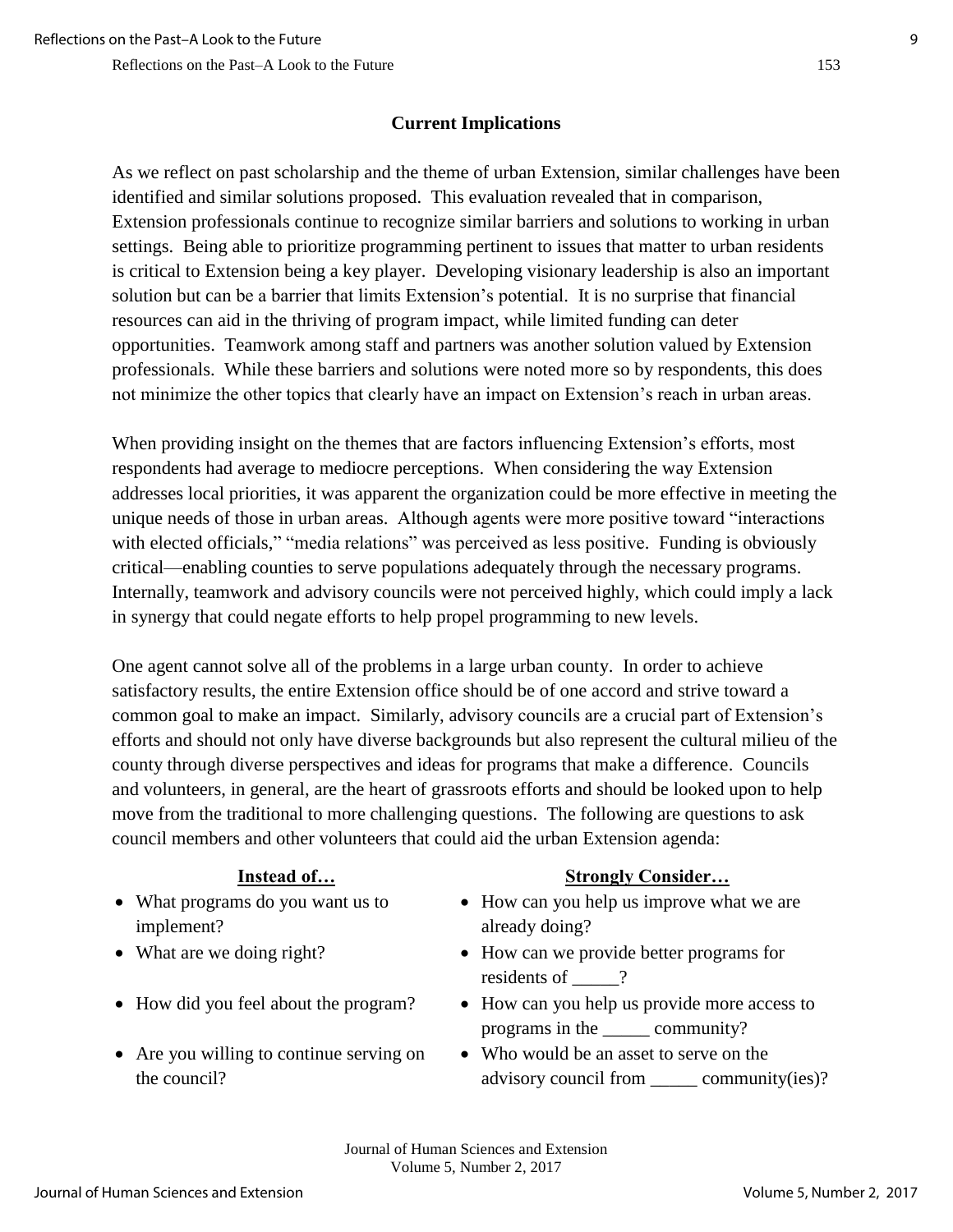## Current Implications

As we reflect on past scholarship and the theme of urban Extension, similar challenges have been identified and similar solutions proposed. This evaluation revealed that in comparison, Extension professionals continue to recognize similar barriers and solutions to working in urban settings. Being able to prioritize programming pertinent to issues that matter to urban residents is critical to Extension being a key player. Developing visionary leadership is also an important solution but can be a barrier that limits Extension's potential. It is no surprise that financial resources can aid in the thriving of program impact, while limited funding can deter opportunities. Teamwork among staff and partners was another solution valued by Extension professionals. While these barriers and solutions were noted more so by respondents, this does not minimize the other topics that clearly have an impact on Extension's reach in urban areas.

When providing insight on the themes that are factors influencing Extension's efforts, most respondents had average to mediocre perceptions. When considering the way Extension addresses local priorities, it was apparent the organization could be more effective in meeting the unique needs of those in urban areas. Although agents were more positive toward "interactions with elected officials," "media relations" was perceived as less positive. Funding is obviously critical—enabling counties to serve populations adequately through the necessary programs. Internally, teamwork and advisory councils were not perceived highly, which could imply a lack in synergy that could negate efforts to help propel programming to new levels.

One agent cannot solve all of the problems in a large urban county. In order to achieve satisfactory results, the entire Extension office should be of one accord and strive toward a common goal to make an impact. Similarly, advisory councils are a crucial part of Extension's efforts and should not only have diverse backgrounds but also represent the cultural milieu of the county through diverse perspectives and ideas for programs that make a difference. Councils and volunteers, in general, are the heart of grassroots efforts and should be looked upon to help move from the traditional to more challenging questions. The following are questions to ask council members and other volunteers that could aid the urban Extension agenda:

| Instead of… | Strongly Consider… |
|---|---|
| • What programs do you want us to implement? | • How can you help us improve what we are already doing? |
| • What are we doing right? | • How can we provide better programs for residents of _____? |
| • How did you feel about the program? | • How can you help us provide more access to programs in the _____ community? |
| • Are you willing to continue serving on the council? | • Who would be an asset to serve on the advisory council from _____ community(ies)? |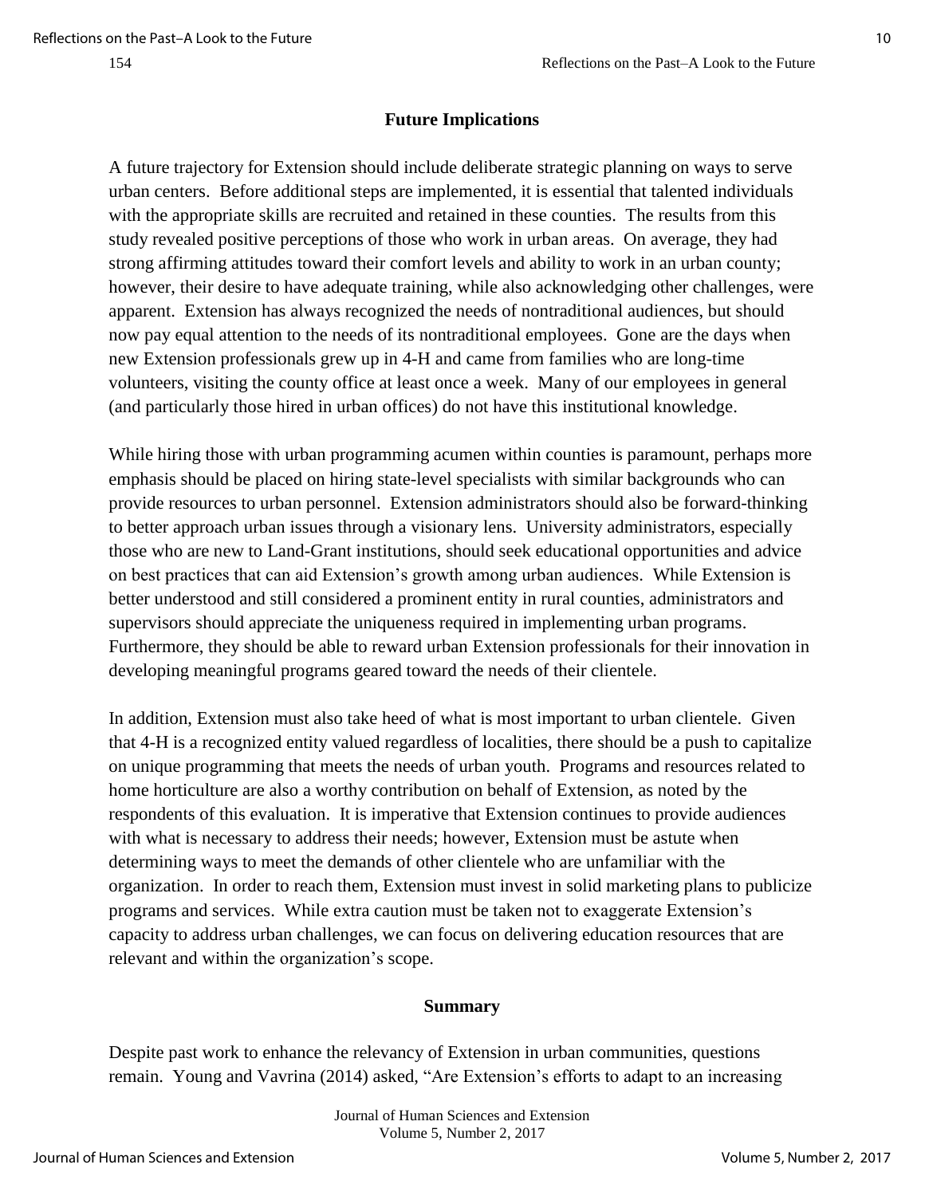## Future Implications

A future trajectory for Extension should include deliberate strategic planning on ways to serve urban centers. Before additional steps are implemented, it is essential that talented individuals with the appropriate skills are recruited and retained in these counties. The results from this study revealed positive perceptions of those who work in urban areas. On average, they had strong affirming attitudes toward their comfort levels and ability to work in an urban county; however, their desire to have adequate training, while also acknowledging other challenges, were apparent. Extension has always recognized the needs of nontraditional audiences, but should now pay equal attention to the needs of its nontraditional employees. Gone are the days when new Extension professionals grew up in 4-H and came from families who are long-time volunteers, visiting the county office at least once a week. Many of our employees in general (and particularly those hired in urban offices) do not have this institutional knowledge.

While hiring those with urban programming acumen within counties is paramount, perhaps more emphasis should be placed on hiring state-level specialists with similar backgrounds who can provide resources to urban personnel. Extension administrators should also be forward-thinking to better approach urban issues through a visionary lens. University administrators, especially those who are new to Land-Grant institutions, should seek educational opportunities and advice on best practices that can aid Extension's growth among urban audiences. While Extension is better understood and still considered a prominent entity in rural counties, administrators and supervisors should appreciate the uniqueness required in implementing urban programs. Furthermore, they should be able to reward urban Extension professionals for their innovation in developing meaningful programs geared toward the needs of their clientele.

In addition, Extension must also take heed of what is most important to urban clientele. Given that 4-H is a recognized entity valued regardless of localities, there should be a push to capitalize on unique programming that meets the needs of urban youth. Programs and resources related to home horticulture are also a worthy contribution on behalf of Extension, as noted by the respondents of this evaluation. It is imperative that Extension continues to provide audiences with what is necessary to address their needs; however, Extension must be astute when determining ways to meet the demands of other clientele who are unfamiliar with the organization. In order to reach them, Extension must invest in solid marketing plans to publicize programs and services. While extra caution must be taken not to exaggerate Extension's capacity to address urban challenges, we can focus on delivering education resources that are relevant and within the organization's scope.

## Summary

Despite past work to enhance the relevancy of Extension in urban communities, questions remain. Young and Vavrina (2014) asked, "Are Extension's efforts to adapt to an increasing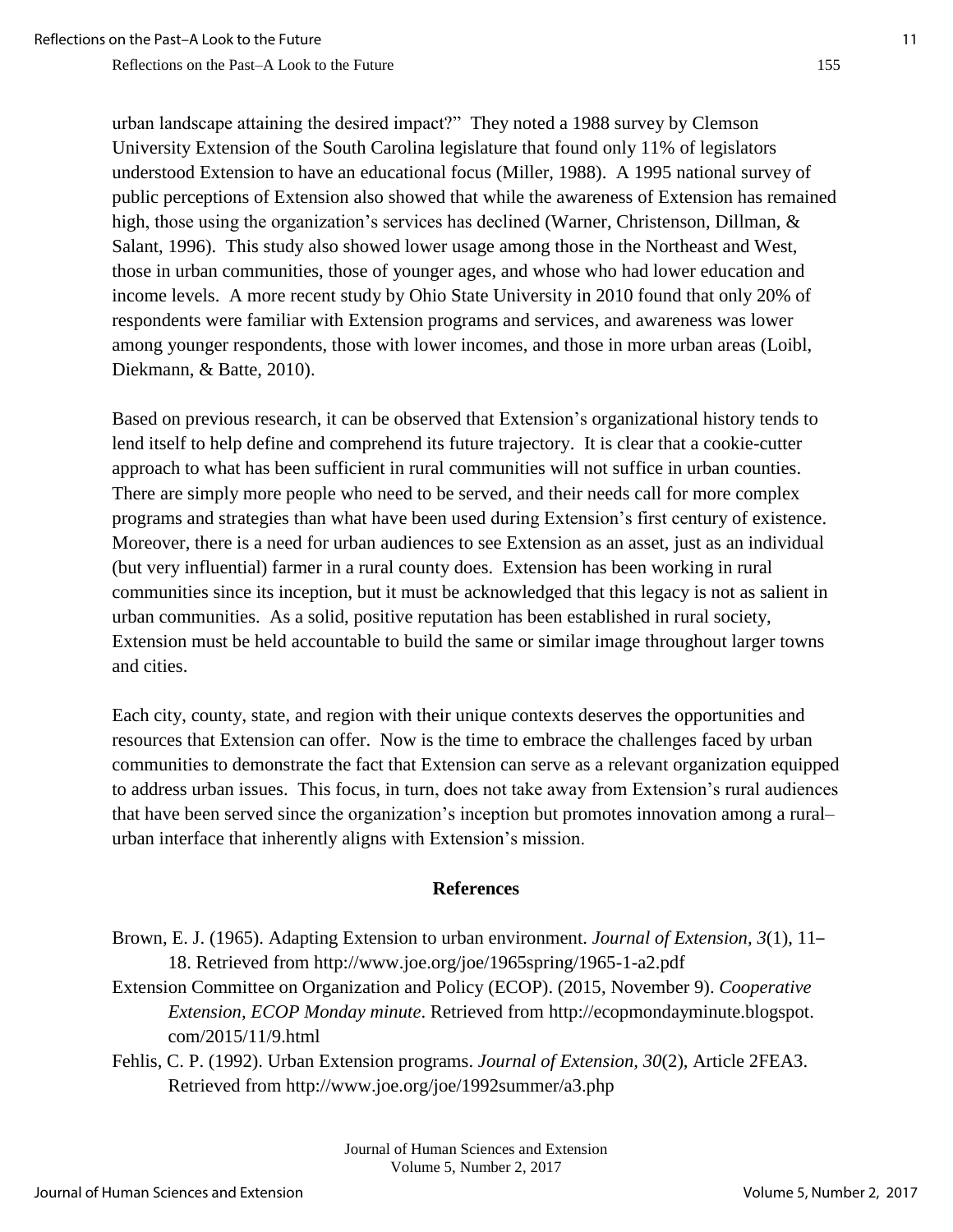urban landscape attaining the desired impact?" They noted a 1988 survey by Clemson University Extension of the South Carolina legislature that found only 11% of legislators understood Extension to have an educational focus (Miller, 1988). A 1995 national survey of public perceptions of Extension also showed that while the awareness of Extension has remained high, those using the organization's services has declined (Warner, Christenson, Dillman, & Salant, 1996). This study also showed lower usage among those in the Northeast and West, those in urban communities, those of younger ages, and whose who had lower education and income levels. A more recent study by Ohio State University in 2010 found that only 20% of respondents were familiar with Extension programs and services, and awareness was lower among younger respondents, those with lower incomes, and those in more urban areas (Loibl, Diekmann, & Batte, 2010).

Based on previous research, it can be observed that Extension's organizational history tends to lend itself to help define and comprehend its future trajectory. It is clear that a cookie-cutter approach to what has been sufficient in rural communities will not suffice in urban counties. There are simply more people who need to be served, and their needs call for more complex programs and strategies than what have been used during Extension's first century of existence. Moreover, there is a need for urban audiences to see Extension as an asset, just as an individual (but very influential) farmer in a rural county does. Extension has been working in rural communities since its inception, but it must be acknowledged that this legacy is not as salient in urban communities. As a solid, positive reputation has been established in rural society, Extension must be held accountable to build the same or similar image throughout larger towns and cities.

Each city, county, state, and region with their unique contexts deserves the opportunities and resources that Extension can offer. Now is the time to embrace the challenges faced by urban communities to demonstrate the fact that Extension can serve as a relevant organization equipped to address urban issues. This focus, in turn, does not take away from Extension's rural audiences that have been served since the organization's inception but promotes innovation among a rural–urban interface that inherently aligns with Extension's mission.

## References

Brown, E. J. (1965). Adapting Extension to urban environment. *Journal of Extension, 3*(1), 11–18. Retrieved from http://www.joe.org/joe/1965spring/1965-1-a2.pdf

Extension Committee on Organization and Policy (ECOP). (2015, November 9). *Cooperative Extension, ECOP Monday minute*. Retrieved from http://ecopmondayminute.blogspot.com/2015/11/9.html

Fehlis, C. P. (1992). Urban Extension programs. *Journal of Extension, 30*(2), Article 2FEA3. Retrieved from http://www.joe.org/joe/1992summer/a3.php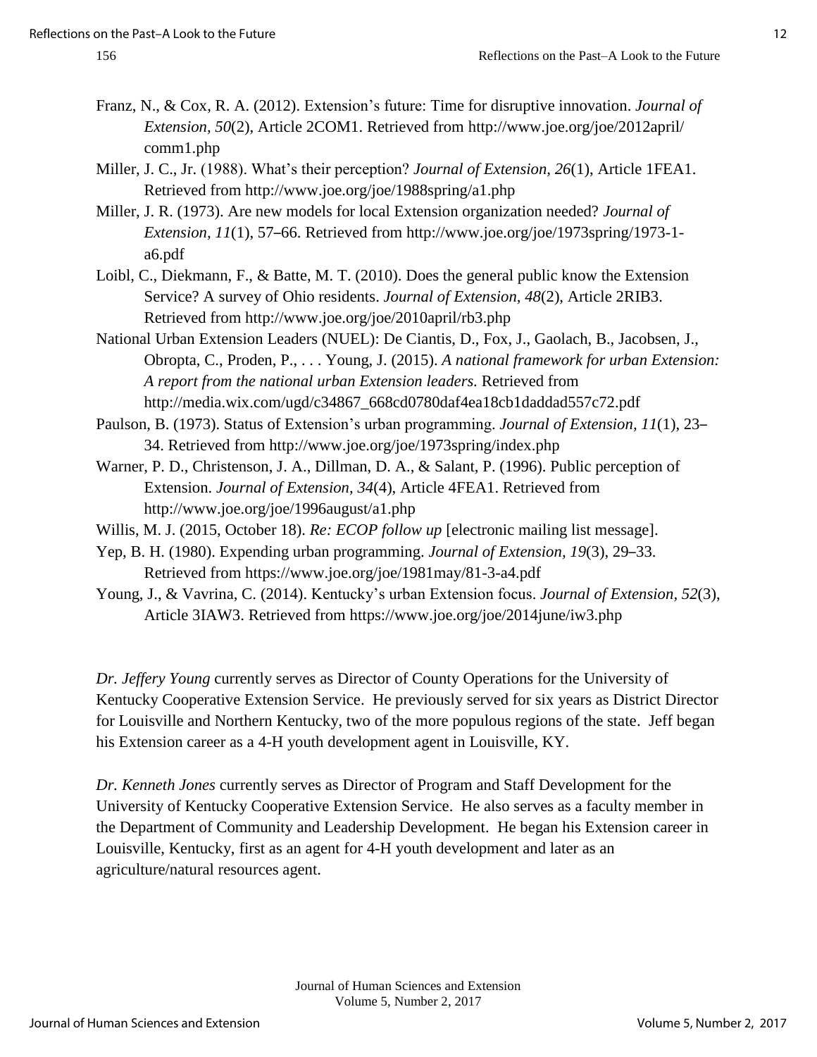Franz, N., & Cox, R. A. (2012). Extension's future: Time for disruptive innovation. *Journal of Extension, 50*(2), Article 2COM1. Retrieved from http://www.joe.org/joe/2012april/comm1.php

Miller, J. C., Jr. (1988). What's their perception? *Journal of Extension, 26*(1), Article 1FEA1. Retrieved from http://www.joe.org/joe/1988spring/a1.php

Miller, J. R. (1973). Are new models for local Extension organization needed? *Journal of Extension, 11*(1), 57–66. Retrieved from http://www.joe.org/joe/1973spring/1973-1-a6.pdf

Loibl, C., Diekmann, F., & Batte, M. T. (2010). Does the general public know the Extension Service? A survey of Ohio residents. *Journal of Extension, 48*(2), Article 2RIB3. Retrieved from http://www.joe.org/joe/2010april/rb3.php

National Urban Extension Leaders (NUEL): De Ciantis, D., Fox, J., Gaolach, B., Jacobsen, J., Obropta, C., Proden, P., . . . Young, J. (2015). *A national framework for urban Extension: A report from the national urban Extension leaders.* Retrieved from http://media.wix.com/ugd/c34867_668cd0780daf4ea18cb1daddad557c72.pdf

Paulson, B. (1973). Status of Extension's urban programming. *Journal of Extension, 11*(1), 23–34. Retrieved from http://www.joe.org/joe/1973spring/index.php

Warner, P. D., Christenson, J. A., Dillman, D. A., & Salant, P. (1996). Public perception of Extension. *Journal of Extension, 34*(4), Article 4FEA1. Retrieved from http://www.joe.org/joe/1996august/a1.php

Willis, M. J. (2015, October 18). *Re: ECOP follow up* [electronic mailing list message].

Yep, B. H. (1980). Expending urban programming. *Journal of Extension, 19*(3), 29–33. Retrieved from https://www.joe.org/joe/1981may/81-3-a4.pdf

Young, J., & Vavrina, C. (2014). Kentucky's urban Extension focus. *Journal of Extension, 52*(3), Article 3IAW3. Retrieved from https://www.joe.org/joe/2014june/iw3.php

*Dr. Jeffery Young* currently serves as Director of County Operations for the University of Kentucky Cooperative Extension Service. He previously served for six years as District Director for Louisville and Northern Kentucky, two of the more populous regions of the state. Jeff began his Extension career as a 4-H youth development agent in Louisville, KY.

*Dr. Kenneth Jones* currently serves as Director of Program and Staff Development for the University of Kentucky Cooperative Extension Service. He also serves as a faculty member in the Department of Community and Leadership Development. He began his Extension career in Louisville, Kentucky, first as an agent for 4-H youth development and later as an agriculture/natural resources agent.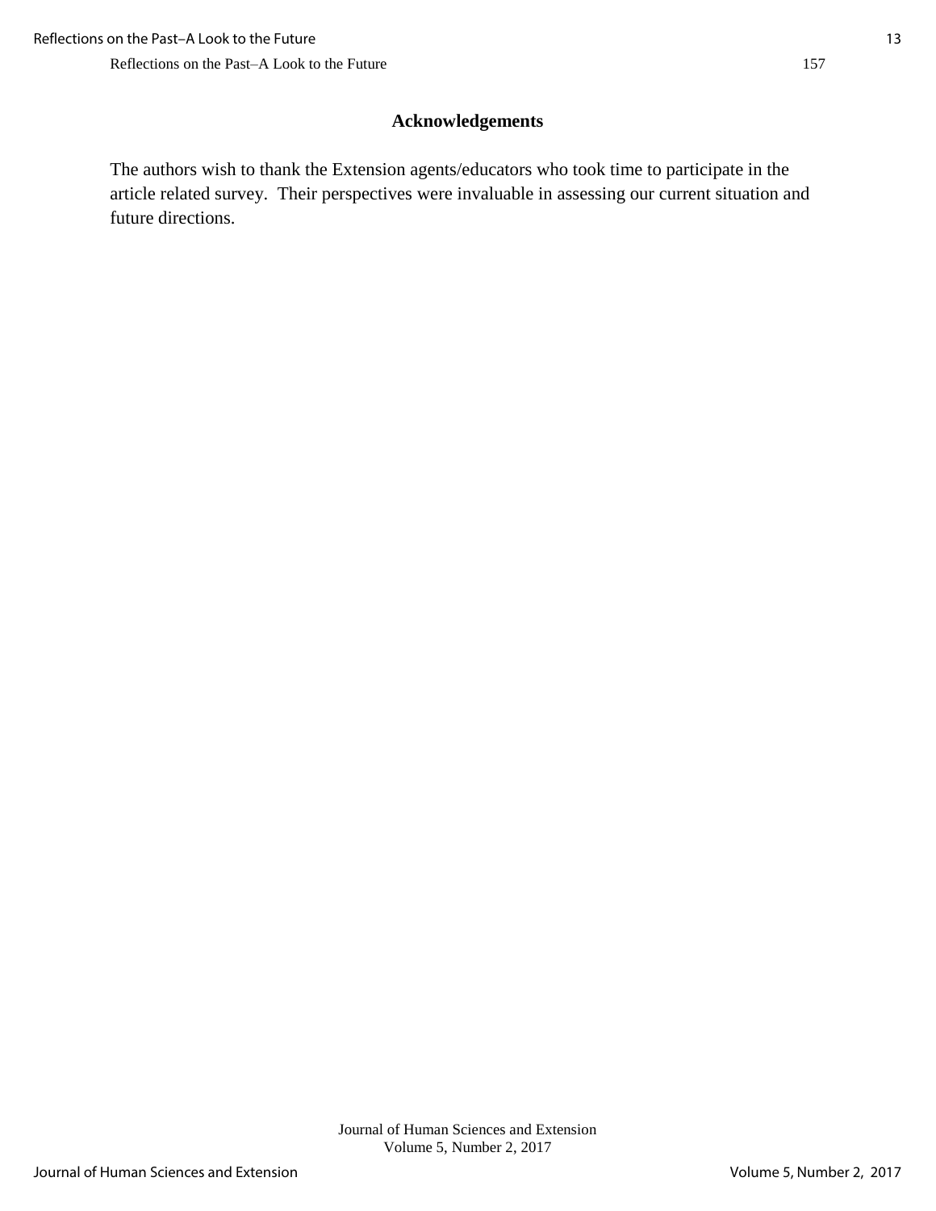## Acknowledgements

The authors wish to thank the Extension agents/educators who took time to participate in the article related survey. Their perspectives were invaluable in assessing our current situation and future directions.